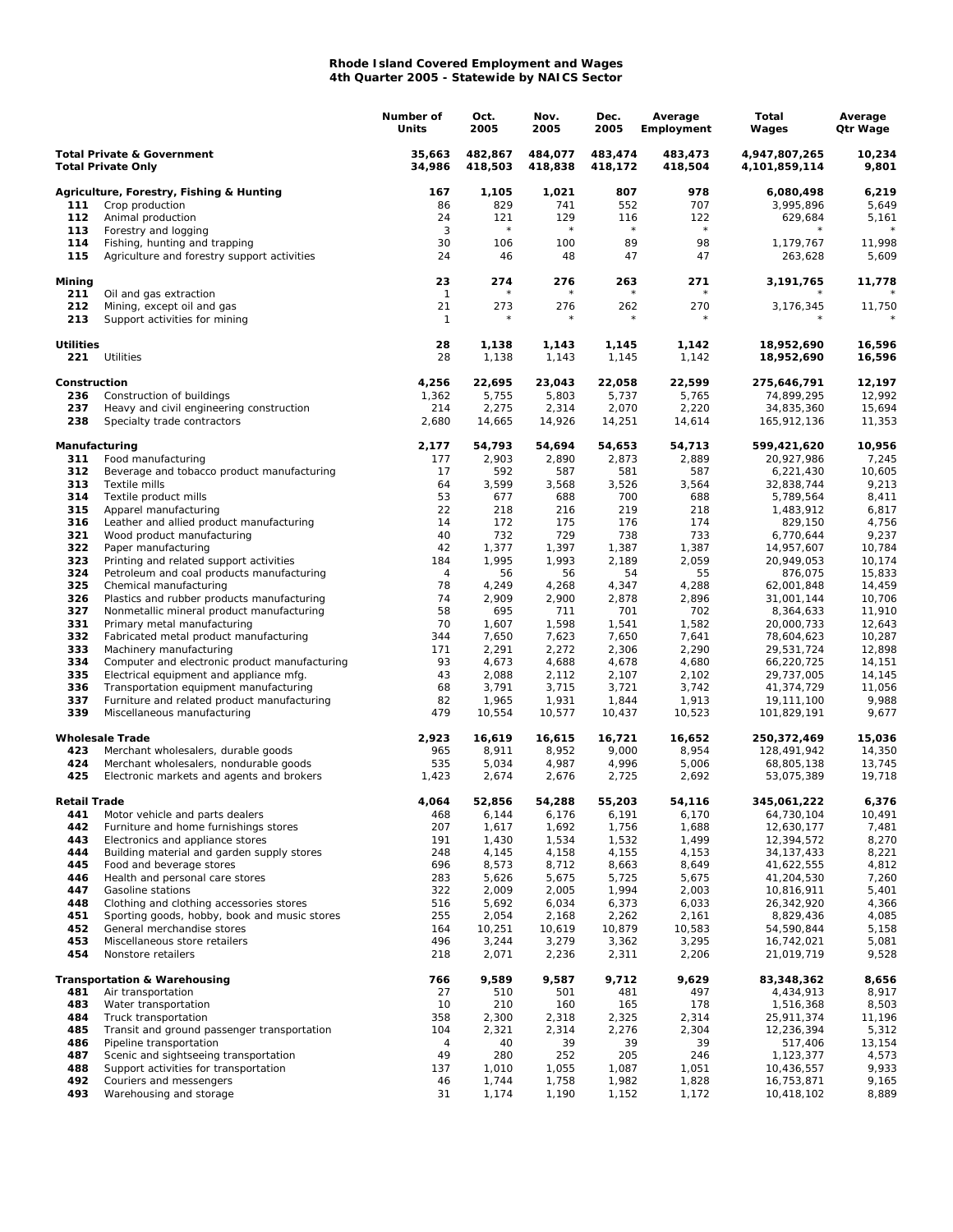**Rhode Island Covered Employment and Wages**
**4th Quarter 2005 - Statewide by NAICS Sector**

| | | Number of Units | Oct. 2005 | Nov. 2005 | Dec. 2005 | Average Employment | Total Wages | Average Qtr Wage |
|---|---|---|---|---|---|---|---|---|
| **Total Private & Government** | | **35,663** | **482,867** | **484,077** | **483,474** | **483,473** | **4,947,807,265** | **10,234** |
| **Total Private Only** | | **34,986** | **418,503** | **418,838** | **418,172** | **418,504** | **4,101,859,114** | **9,801** |
| **Agriculture, Forestry, Fishing & Hunting** | | **167** | **1,105** | **1,021** | **807** | **978** | **6,080,498** | **6,219** |
| **111** | Crop production | 86 | 829 | 741 | 552 | 707 | 3,995,896 | 5,649 |
| **112** | Animal production | 24 | 121 | 129 | 116 | 122 | 629,684 | 5,161 |
| **113** | Forestry and logging | 3 | * | * | * | * | * | * |
| **114** | Fishing, hunting and trapping | 30 | 106 | 100 | 89 | 98 | 1,179,767 | 11,998 |
| **115** | Agriculture and forestry support activities | 24 | 46 | 48 | 47 | 47 | 263,628 | 5,609 |
| **Mining** | | **23** | **274** | **276** | **263** | **271** | **3,191,765** | **11,778** |
| **211** | Oil and gas extraction | 1 | * | * | * | * | * | * |
| **212** | Mining, except oil and gas | 21 | 273 | 276 | 262 | 270 | 3,176,345 | 11,750 |
| **213** | Support activities for mining | 1 | * | * | * | * | * | * |
| **Utilities** | | **28** | **1,138** | **1,143** | **1,145** | **1,142** | **18,952,690** | **16,596** |
| **221** | Utilities | 28 | 1,138 | 1,143 | 1,145 | 1,142 | **18,952,690** | **16,596** |
| **Construction** | | **4,256** | **22,695** | **23,043** | **22,058** | **22,599** | **275,646,791** | **12,197** |
| **236** | Construction of buildings | 1,362 | 5,755 | 5,803 | 5,737 | 5,765 | 74,899,295 | 12,992 |
| **237** | Heavy and civil engineering construction | 214 | 2,275 | 2,314 | 2,070 | 2,220 | 34,835,360 | 15,694 |
| **238** | Specialty trade contractors | 2,680 | 14,665 | 14,926 | 14,251 | 14,614 | 165,912,136 | 11,353 |
| **Manufacturing** | | **2,177** | **54,793** | **54,694** | **54,653** | **54,713** | **599,421,620** | **10,956** |
| **311** | Food manufacturing | 177 | 2,903 | 2,890 | 2,873 | 2,889 | 20,927,986 | 7,245 |
| **312** | Beverage and tobacco product manufacturing | 17 | 592 | 587 | 581 | 587 | 6,221,430 | 10,605 |
| **313** | Textile mills | 64 | 3,599 | 3,568 | 3,526 | 3,564 | 32,838,744 | 9,213 |
| **314** | Textile product mills | 53 | 677 | 688 | 700 | 688 | 5,789,564 | 8,411 |
| **315** | Apparel manufacturing | 22 | 218 | 216 | 219 | 218 | 1,483,912 | 6,817 |
| **316** | Leather and allied product manufacturing | 14 | 172 | 175 | 176 | 174 | 829,150 | 4,756 |
| **321** | Wood product manufacturing | 40 | 732 | 729 | 738 | 733 | 6,770,644 | 9,237 |
| **322** | Paper manufacturing | 42 | 1,377 | 1,397 | 1,387 | 1,387 | 14,957,607 | 10,784 |
| **323** | Printing and related support activities | 184 | 1,995 | 1,993 | 2,189 | 2,059 | 20,949,053 | 10,174 |
| **324** | Petroleum and coal products manufacturing | 4 | 56 | 56 | 54 | 55 | 876,075 | 15,833 |
| **325** | Chemical manufacturing | 78 | 4,249 | 4,268 | 4,347 | 4,288 | 62,001,848 | 14,459 |
| **326** | Plastics and rubber products manufacturing | 74 | 2,909 | 2,900 | 2,878 | 2,896 | 31,001,144 | 10,706 |
| **327** | Nonmetallic mineral product manufacturing | 58 | 695 | 711 | 701 | 702 | 8,364,633 | 11,910 |
| **331** | Primary metal manufacturing | 70 | 1,607 | 1,598 | 1,541 | 1,582 | 20,000,733 | 12,643 |
| **332** | Fabricated metal product manufacturing | 344 | 7,650 | 7,623 | 7,650 | 7,641 | 78,604,623 | 10,287 |
| **333** | Machinery manufacturing | 171 | 2,291 | 2,272 | 2,306 | 2,290 | 29,531,724 | 12,898 |
| **334** | Computer and electronic product manufacturing | 93 | 4,673 | 4,688 | 4,678 | 4,680 | 66,220,725 | 14,151 |
| **335** | Electrical equipment and appliance mfg. | 43 | 2,088 | 2,112 | 2,107 | 2,102 | 29,737,005 | 14,145 |
| **336** | Transportation equipment manufacturing | 68 | 3,791 | 3,715 | 3,721 | 3,742 | 41,374,729 | 11,056 |
| **337** | Furniture and related product manufacturing | 82 | 1,965 | 1,931 | 1,844 | 1,913 | 19,111,100 | 9,988 |
| **339** | Miscellaneous manufacturing | 479 | 10,554 | 10,577 | 10,437 | 10,523 | 101,829,191 | 9,677 |
| **Wholesale Trade** | | **2,923** | **16,619** | **16,615** | **16,721** | **16,652** | **250,372,469** | **15,036** |
| **423** | Merchant wholesalers, durable goods | 965 | 8,911 | 8,952 | 9,000 | 8,954 | 128,491,942 | 14,350 |
| **424** | Merchant wholesalers, nondurable goods | 535 | 5,034 | 4,987 | 4,996 | 5,006 | 68,805,138 | 13,745 |
| **425** | Electronic markets and agents and brokers | 1,423 | 2,674 | 2,676 | 2,725 | 2,692 | 53,075,389 | 19,718 |
| **Retail Trade** | | **4,064** | **52,856** | **54,288** | **55,203** | **54,116** | **345,061,222** | **6,376** |
| **441** | Motor vehicle and parts dealers | 468 | 6,144 | 6,176 | 6,191 | 6,170 | 64,730,104 | 10,491 |
| **442** | Furniture and home furnishings stores | 207 | 1,617 | 1,692 | 1,756 | 1,688 | 12,630,177 | 7,481 |
| **443** | Electronics and appliance stores | 191 | 1,430 | 1,534 | 1,532 | 1,499 | 12,394,572 | 8,270 |
| **444** | Building material and garden supply stores | 248 | 4,145 | 4,158 | 4,155 | 4,153 | 34,137,433 | 8,221 |
| **445** | Food and beverage stores | 696 | 8,573 | 8,712 | 8,663 | 8,649 | 41,622,555 | 4,812 |
| **446** | Health and personal care stores | 283 | 5,626 | 5,675 | 5,725 | 5,675 | 41,204,530 | 7,260 |
| **447** | Gasoline stations | 322 | 2,009 | 2,005 | 1,994 | 2,003 | 10,816,911 | 5,401 |
| **448** | Clothing and clothing accessories stores | 516 | 5,692 | 6,034 | 6,373 | 6,033 | 26,342,920 | 4,366 |
| **451** | Sporting goods, hobby, book and music stores | 255 | 2,054 | 2,168 | 2,262 | 2,161 | 8,829,436 | 4,085 |
| **452** | General merchandise stores | 164 | 10,251 | 10,619 | 10,879 | 10,583 | 54,590,844 | 5,158 |
| **453** | Miscellaneous store retailers | 496 | 3,244 | 3,279 | 3,362 | 3,295 | 16,742,021 | 5,081 |
| **454** | Nonstore retailers | 218 | 2,071 | 2,236 | 2,311 | 2,206 | 21,019,719 | 9,528 |
| **Transportation & Warehousing** | | **766** | **9,589** | **9,587** | **9,712** | **9,629** | **83,348,362** | **8,656** |
| **481** | Air transportation | 27 | 510 | 501 | 481 | 497 | 4,434,913 | 8,917 |
| **483** | Water transportation | 10 | 210 | 160 | 165 | 178 | 1,516,368 | 8,503 |
| **484** | Truck transportation | 358 | 2,300 | 2,318 | 2,325 | 2,314 | 25,911,374 | 11,196 |
| **485** | Transit and ground passenger transportation | 104 | 2,321 | 2,314 | 2,276 | 2,304 | 12,236,394 | 5,312 |
| **486** | Pipeline transportation | 4 | 40 | 39 | 39 | 39 | 517,406 | 13,154 |
| **487** | Scenic and sightseeing transportation | 49 | 280 | 252 | 205 | 246 | 1,123,377 | 4,573 |
| **488** | Support activities for transportation | 137 | 1,010 | 1,055 | 1,087 | 1,051 | 10,436,557 | 9,933 |
| **492** | Couriers and messengers | 46 | 1,744 | 1,758 | 1,982 | 1,828 | 16,753,871 | 9,165 |
| **493** | Warehousing and storage | 31 | 1,174 | 1,190 | 1,152 | 1,172 | 10,418,102 | 8,889 |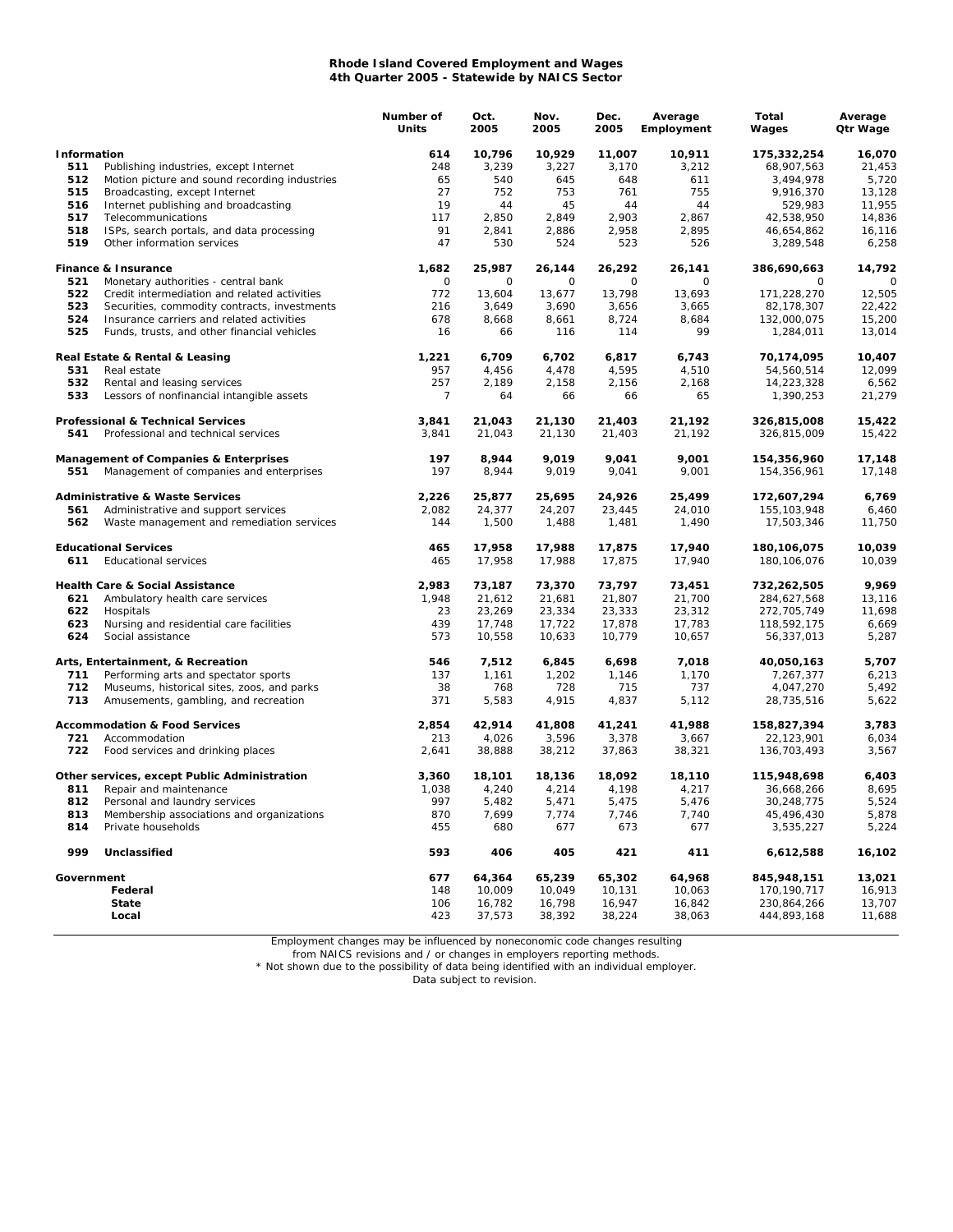**Rhode Island Covered Employment and Wages**
**4th Quarter 2005 - Statewide by NAICS Sector**

| | | Number of Units | Oct. 2005 | Nov. 2005 | Dec. 2005 | Average Employment | Total Wages | Average Qtr Wage |
|---|---|---|---|---|---|---|---|---|
| **Information** | | **614** | **10,796** | **10,929** | **11,007** | **10,911** | **175,332,254** | **16,070** |
| **511** | Publishing industries, except Internet | 248 | 3,239 | 3,227 | 3,170 | 3,212 | 68,907,563 | 21,453 |
| **512** | Motion picture and sound recording industries | 65 | 540 | 645 | 648 | 611 | 3,494,978 | 5,720 |
| **515** | Broadcasting, except Internet | 27 | 752 | 753 | 761 | 755 | 9,916,370 | 13,128 |
| **516** | Internet publishing and broadcasting | 19 | 44 | 45 | 44 | 44 | 529,983 | 11,955 |
| **517** | Telecommunications | 117 | 2,850 | 2,849 | 2,903 | 2,867 | 42,538,950 | 14,836 |
| **518** | ISPs, search portals, and data processing | 91 | 2,841 | 2,886 | 2,958 | 2,895 | 46,654,862 | 16,116 |
| **519** | Other information services | 47 | 530 | 524 | 523 | 526 | 3,289,548 | 6,258 |
| **Finance & Insurance** | | **1,682** | **25,987** | **26,144** | **26,292** | **26,141** | **386,690,663** | **14,792** |
| **521** | Monetary authorities - central bank | 0 | 0 | 0 | 0 | 0 | 0 | 0 |
| **522** | Credit intermediation and related activities | 772 | 13,604 | 13,677 | 13,798 | 13,693 | 171,228,270 | 12,505 |
| **523** | Securities, commodity contracts, investments | 216 | 3,649 | 3,690 | 3,656 | 3,665 | 82,178,307 | 22,422 |
| **524** | Insurance carriers and related activities | 678 | 8,668 | 8,661 | 8,724 | 8,684 | 132,000,075 | 15,200 |
| **525** | Funds, trusts, and other financial vehicles | 16 | 66 | 116 | 114 | 99 | 1,284,011 | 13,014 |
| **Real Estate & Rental & Leasing** | | **1,221** | **6,709** | **6,702** | **6,817** | **6,743** | **70,174,095** | **10,407** |
| **531** | Real estate | 957 | 4,456 | 4,478 | 4,595 | 4,510 | 54,560,514 | 12,099 |
| **532** | Rental and leasing services | 257 | 2,189 | 2,158 | 2,156 | 2,168 | 14,223,328 | 6,562 |
| **533** | Lessors of nonfinancial intangible assets | 7 | 64 | 66 | 66 | 65 | 1,390,253 | 21,279 |
| **Professional & Technical Services** | | **3,841** | **21,043** | **21,130** | **21,403** | **21,192** | **326,815,008** | **15,422** |
| **541** | Professional and technical services | 3,841 | 21,043 | 21,130 | 21,403 | 21,192 | 326,815,009 | 15,422 |
| **Management of Companies & Enterprises** | | **197** | **8,944** | **9,019** | **9,041** | **9,001** | **154,356,960** | **17,148** |
| **551** | Management of companies and enterprises | 197 | 8,944 | 9,019 | 9,041 | 9,001 | 154,356,961 | 17,148 |
| **Administrative & Waste Services** | | **2,226** | **25,877** | **25,695** | **24,926** | **25,499** | **172,607,294** | **6,769** |
| **561** | Administrative and support services | 2,082 | 24,377 | 24,207 | 23,445 | 24,010 | 155,103,948 | 6,460 |
| **562** | Waste management and remediation services | 144 | 1,500 | 1,488 | 1,481 | 1,490 | 17,503,346 | 11,750 |
| **Educational Services** | | **465** | **17,958** | **17,988** | **17,875** | **17,940** | **180,106,075** | **10,039** |
| **611** | Educational services | 465 | 17,958 | 17,988 | 17,875 | 17,940 | 180,106,076 | 10,039 |
| **Health Care & Social Assistance** | | **2,983** | **73,187** | **73,370** | **73,797** | **73,451** | **732,262,505** | **9,969** |
| **621** | Ambulatory health care services | 1,948 | 21,612 | 21,681 | 21,807 | 21,700 | 284,627,568 | 13,116 |
| **622** | Hospitals | 23 | 23,269 | 23,334 | 23,333 | 23,312 | 272,705,749 | 11,698 |
| **623** | Nursing and residential care facilities | 439 | 17,748 | 17,722 | 17,878 | 17,783 | 118,592,175 | 6,669 |
| **624** | Social assistance | 573 | 10,558 | 10,633 | 10,779 | 10,657 | 56,337,013 | 5,287 |
| **Arts, Entertainment, & Recreation** | | **546** | **7,512** | **6,845** | **6,698** | **7,018** | **40,050,163** | **5,707** |
| **711** | Performing arts and spectator sports | 137 | 1,161 | 1,202 | 1,146 | 1,170 | 7,267,377 | 6,213 |
| **712** | Museums, historical sites, zoos, and parks | 38 | 768 | 728 | 715 | 737 | 4,047,270 | 5,492 |
| **713** | Amusements, gambling, and recreation | 371 | 5,583 | 4,915 | 4,837 | 5,112 | 28,735,516 | 5,622 |
| **Accommodation & Food Services** | | **2,854** | **42,914** | **41,808** | **41,241** | **41,988** | **158,827,394** | **3,783** |
| **721** | Accommodation | 213 | 4,026 | 3,596 | 3,378 | 3,667 | 22,123,901 | 6,034 |
| **722** | Food services and drinking places | 2,641 | 38,888 | 38,212 | 37,863 | 38,321 | 136,703,493 | 3,567 |
| **Other services, except Public Administration** | | **3,360** | **18,101** | **18,136** | **18,092** | **18,110** | **115,948,698** | **6,403** |
| **811** | Repair and maintenance | 1,038 | 4,240 | 4,214 | 4,198 | 4,217 | 36,668,266 | 8,695 |
| **812** | Personal and laundry services | 997 | 5,482 | 5,471 | 5,475 | 5,476 | 30,248,775 | 5,524 |
| **813** | Membership associations and organizations | 870 | 7,699 | 7,774 | 7,746 | 7,740 | 45,496,430 | 5,878 |
| **814** | Private households | 455 | 680 | 677 | 673 | 677 | 3,535,227 | 5,224 |
| **999** | **Unclassified** | **593** | **406** | **405** | **421** | **411** | **6,612,588** | **16,102** |
| **Government** | | **677** | **64,364** | **65,239** | **65,302** | **64,968** | **845,948,151** | **13,021** |
| | **Federal** | 148 | 10,009 | 10,049 | 10,131 | 10,063 | 170,190,717 | 16,913 |
| | **State** | 106 | 16,782 | 16,798 | 16,947 | 16,842 | 230,864,266 | 13,707 |
| | **Local** | 423 | 37,573 | 38,392 | 38,224 | 38,063 | 444,893,168 | 11,688 |

Employment changes may be influenced by noneconomic code changes resulting from NAICS revisions and / or changes in employers reporting methods.
* Not shown due to the possibility of data being identified with an individual employer.
Data subject to revision.